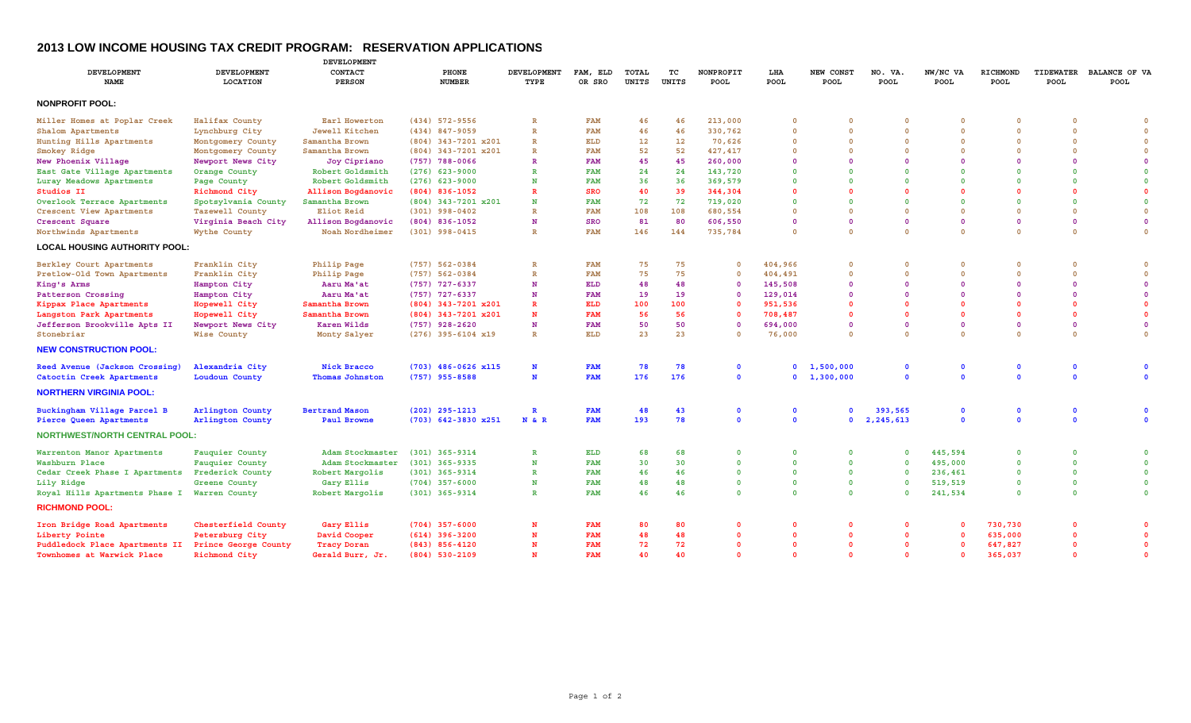## 2013 LOW INCOME HOUSING TAX CREDIT PROGRAM: RESERVATION APPLICATIONS

| DEVELOPMENT NAME | DEVELOPMENT LOCATION | DEVELOPMENT CONTACT PERSON | PHONE NUMBER | DEVELOPMENT TYPE | FAM, ELD OR SRO | TOTAL UNITS | TC UNITS | NONPROFIT POOL | LHA POOL | NEW CONST POOL | NO. VA. POOL | NW/NC VA POOL | RICHMOND POOL | TIDEWATER POOL | BALANCE OF VA POOL |
|---|---|---|---|---|---|---|---|---|---|---|---|---|---|---|---|
| **NONPROFIT POOL:** | | | | | | | | | | | | | | | |
| Miller Homes at Poplar Creek | Halifax County | Earl Howerton | (434) 572-9556 | R | FAM | 46 | 46 | 213,000 | 0 | 0 | 0 | 0 | 0 | 0 | 0 |
| Shalom Apartments | Lynchburg City | Jewell Kitchen | (434) 847-9059 | R | FAM | 46 | 46 | 330,762 | 0 | 0 | 0 | 0 | 0 | 0 | 0 |
| Hunting Hills Apartments | Montgomery County | Samantha Brown | (804) 343-7201 x201 | R | ELD | 12 | 12 | 70,626 | 0 | 0 | 0 | 0 | 0 | 0 | 0 |
| Smokey Ridge | Montgomery County | Samantha Brown | (804) 343-7201 x201 | R | FAM | 52 | 52 | 427,417 | 0 | 0 | 0 | 0 | 0 | 0 | 0 |
| New Phoenix Village | Newport News City | Joy Cipriano | (757) 788-0066 | R | FAM | 45 | 45 | 260,000 | 0 | 0 | 0 | 0 | 0 | 0 | 0 |
| East Gate Village Apartments | Orange County | Robert Goldsmith | (276) 623-9000 | R | FAM | 24 | 24 | 143,720 | 0 | 0 | 0 | 0 | 0 | 0 | 0 |
| Luray Meadows Apartments | Page County | Robert Goldsmith | (276) 623-9000 | N | FAM | 36 | 36 | 369,579 | 0 | 0 | 0 | 0 | 0 | 0 | 0 |
| Studios II | Richmond City | Allison Bogdanovic | (804) 836-1052 | R | SRO | 40 | 39 | 344,304 | 0 | 0 | 0 | 0 | 0 | 0 | 0 |
| Overlook Terrace Apartments | Spotsylvania County | Samantha Brown | (804) 343-7201 x201 | N | FAM | 72 | 72 | 719,020 | 0 | 0 | 0 | 0 | 0 | 0 | 0 |
| Crescent View Apartments | Tazewell County | Eliot Reid | (301) 998-0402 | R | FAM | 108 | 108 | 680,554 | 0 | 0 | 0 | 0 | 0 | 0 | 0 |
| Crescent Square | Virginia Beach City | Allison Bogdanovic | (804) 836-1052 | N | SRO | 81 | 80 | 606,550 | 0 | 0 | 0 | 0 | 0 | 0 | 0 |
| Northwinds Apartments | Wythe County | Noah Nordheimer | (301) 998-0415 | R | FAM | 146 | 144 | 735,784 | 0 | 0 | 0 | 0 | 0 | 0 | 0 |
| **LOCAL HOUSING AUTHORITY POOL:** | | | | | | | | | | | | | | | |
| Berkley Court Apartments | Franklin City | Philip Page | (757) 562-0384 | R | FAM | 75 | 75 | 0 | 404,966 | 0 | 0 | 0 | 0 | 0 | 0 |
| Pretlow-Old Town Apartments | Franklin City | Philip Page | (757) 562-0384 | R | FAM | 75 | 75 | 0 | 404,491 | 0 | 0 | 0 | 0 | 0 | 0 |
| King's Arms | Hampton City | Aaru Ma'at | (757) 727-6337 | N | ELD | 48 | 48 | 0 | 145,508 | 0 | 0 | 0 | 0 | 0 | 0 |
| Patterson Crossing | Hampton City | Aaru Ma'at | (757) 727-6337 | N | FAM | 19 | 19 | 0 | 129,014 | 0 | 0 | 0 | 0 | 0 | 0 |
| Kippax Place Apartments | Hopewell City | Samantha Brown | (804) 343-7201 x201 | R | ELD | 100 | 100 | 0 | 951,536 | 0 | 0 | 0 | 0 | 0 | 0 |
| Langston Park Apartments | Hopewell City | Samantha Brown | (804) 343-7201 x201 | N | FAM | 56 | 56 | 0 | 708,487 | 0 | 0 | 0 | 0 | 0 | 0 |
| Jefferson Brookville Apts II | Newport News City | Karen Wilds | (757) 928-2620 | N | FAM | 50 | 50 | 0 | 694,000 | 0 | 0 | 0 | 0 | 0 | 0 |
| Stonebriar | Wise County | Monty Salyer | (276) 395-6104 x19 | R | ELD | 23 | 23 | 0 | 76,000 | 0 | 0 | 0 | 0 | 0 | 0 |
| **NEW CONSTRUCTION POOL:** | | | | | | | | | | | | | | | |
| Reed Avenue (Jackson Crossing) | Alexandria City | Nick Bracco | (703) 486-0626 x115 | N | FAM | 78 | 78 | 0 | 0 | 1,500,000 | 0 | 0 | 0 | 0 | 0 |
| Catoctin Creek Apartments | Loudoun County | Thomas Johnston | (757) 955-8588 | N | FAM | 176 | 176 | 0 | 0 | 1,300,000 | 0 | 0 | 0 | 0 | 0 |
| **NORTHERN VIRGINIA POOL:** | | | | | | | | | | | | | | | |
| Buckingham Village Parcel B | Arlington County | Bertrand Mason | (202) 295-1213 | R | FAM | 48 | 43 | 0 | 0 | 0 | 393,565 | 0 | 0 | 0 | 0 |
| Pierce Queen Apartments | Arlington County | Paul Browne | (703) 642-3830 x251 | N & R | FAM | 193 | 78 | 0 | 0 | 0 | 2,245,613 | 0 | 0 | 0 | 0 |
| **NORTHWEST/NORTH CENTRAL POOL:** | | | | | | | | | | | | | | | |
| Warrenton Manor Apartments | Fauquier County | Adam Stockmaster | (301) 365-9314 | R | ELD | 68 | 68 | 0 | 0 | 0 | 0 | 445,594 | 0 | 0 | 0 |
| Washburn Place | Fauquier County | Adam Stockmaster | (301) 365-9335 | N | FAM | 30 | 30 | 0 | 0 | 0 | 0 | 495,000 | 0 | 0 | 0 |
| Cedar Creek Phase I Apartments | Frederick County | Robert Margolis | (301) 365-9314 | R | FAM | 46 | 46 | 0 | 0 | 0 | 0 | 236,461 | 0 | 0 | 0 |
| Lily Ridge | Greene County | Gary Ellis | (704) 357-6000 | N | FAM | 48 | 48 | 0 | 0 | 0 | 0 | 519,519 | 0 | 0 | 0 |
| Royal Hills Apartments Phase I | Warren County | Robert Margolis | (301) 365-9314 | R | FAM | 46 | 46 | 0 | 0 | 0 | 0 | 241,534 | 0 | 0 | 0 |
| **RICHMOND POOL:** | | | | | | | | | | | | | | | |
| Iron Bridge Road Apartments | Chesterfield County | Gary Ellis | (704) 357-6000 | N | FAM | 80 | 80 | 0 | 0 | 0 | 0 | 0 | 730,730 | 0 | 0 |
| Liberty Pointe | Petersburg City | David Cooper | (614) 396-3200 | N | FAM | 48 | 48 | 0 | 0 | 0 | 0 | 0 | 635,000 | 0 | 0 |
| Puddledock Place Apartments II | Prince George County | Tracy Doran | (843) 856-4120 | N | FAM | 72 | 72 | 0 | 0 | 0 | 0 | 0 | 647,827 | 0 | 0 |
| Townhomes at Warwick Place | Richmond City | Gerald Burr, Jr. | (804) 530-2109 | N | FAM | 40 | 40 | 0 | 0 | 0 | 0 | 0 | 365,037 | 0 | 0 |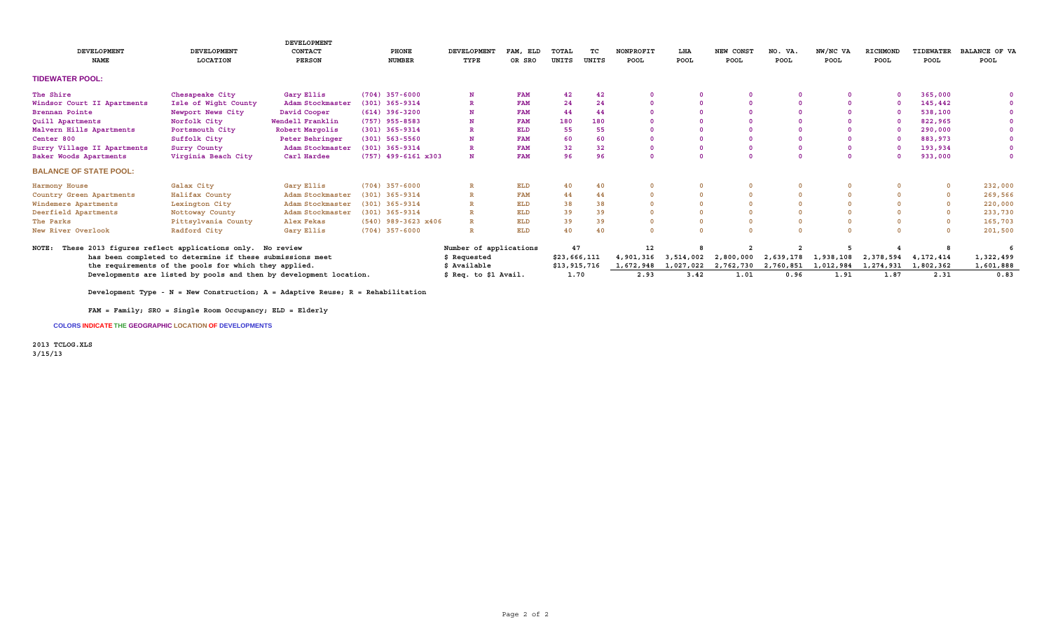| DEVELOPMENT NAME | DEVELOPMENT LOCATION | DEVELOPMENT CONTACT PERSON | PHONE NUMBER | DEVELOPMENT TYPE | FAM, ELD OR SRO | TOTAL UNITS | TC UNITS | NONPROFIT POOL | LHA POOL | NEW CONST POOL | NO. VA. POOL | NW/NC VA POOL | RICHMOND POOL | TIDEWATER POOL | BALANCE OF VA POOL |
|---|---|---|---|---|---|---|---|---|---|---|---|---|---|---|---|
| **TIDEWATER POOL:** | | | | | | | | | | | | | | | |
| The Shire | Chesapeake City | Gary Ellis | (704) 357-6000 | N | FAM | 42 | 42 | 0 | 0 | 0 | 0 | 0 | 0 | 365,000 | 0 |
| Windsor Court II Apartments | Isle of Wight County | Adam Stockmaster | (301) 365-9314 | R | FAM | 24 | 24 | 0 | 0 | 0 | 0 | 0 | 0 | 145,442 | 0 |
| Brennan Pointe | Newport News City | David Cooper | (614) 396-3200 | N | FAM | 44 | 44 | 0 | 0 | 0 | 0 | 0 | 0 | 538,100 | 0 |
| Quill Apartments | Norfolk City | Wendell Franklin | (757) 955-8583 | N | FAM | 180 | 180 | 0 | 0 | 0 | 0 | 0 | 0 | 822,965 | 0 |
| Malvern Hills Apartments | Portsmouth City | Robert Margolis | (301) 365-9314 | R | ELD | 55 | 55 | 0 | 0 | 0 | 0 | 0 | 0 | 290,000 | 0 |
| Center 800 | Suffolk City | Peter Behringer | (301) 563-5560 | N | FAM | 60 | 60 | 0 | 0 | 0 | 0 | 0 | 0 | 883,973 | 0 |
| Surry Village II Apartments | Surry County | Adam Stockmaster | (301) 365-9314 | R | FAM | 32 | 32 | 0 | 0 | 0 | 0 | 0 | 0 | 193,934 | 0 |
| Baker Woods Apartments | Virginia Beach City | Carl Hardee | (757) 499-6161 x303 | N | FAM | 96 | 96 | 0 | 0 | 0 | 0 | 0 | 0 | 933,000 | 0 |
| **BALANCE OF STATE POOL:** | | | | | | | | | | | | | | | |
| Harmony House | Galax City | Gary Ellis | (704) 357-6000 | R | ELD | 40 | 40 | 0 | 0 | 0 | 0 | 0 | 0 | 0 | 232,000 |
| Country Green Apartments | Halifax County | Adam Stockmaster | (301) 365-9314 | R | FAM | 44 | 44 | 0 | 0 | 0 | 0 | 0 | 0 | 0 | 269,566 |
| Windemere Apartments | Lexington City | Adam Stockmaster | (301) 365-9314 | R | ELD | 38 | 38 | 0 | 0 | 0 | 0 | 0 | 0 | 0 | 220,000 |
| Deerfield Apartments | Nottoway County | Adam Stockmaster | (301) 365-9314 | R | ELD | 39 | 39 | 0 | 0 | 0 | 0 | 0 | 0 | 0 | 233,730 |
| The Parks | Pittsylvania County | Alex Fekas | (540) 989-3623 x406 | R | ELD | 39 | 39 | 0 | 0 | 0 | 0 | 0 | 0 | 0 | 165,703 |
| New River Overlook | Radford City | Gary Ellis | (704) 357-6000 | R | ELD | 40 | 40 | 0 | 0 | 0 | 0 | 0 | 0 | 0 | 201,500 |
| | | | | Number of applications | | 47 | | 12 | 8 | 2 | 2 | 5 | 4 | 8 | 6 |
| | | | | $ Requested | | $23,666,111 | | 4,901,316 | 3,514,002 | 2,800,000 | 2,639,178 | 1,938,108 | 2,378,594 | 4,172,414 | 1,322,499 |
| | | | | $ Available | | $13,915,716 | | 1,672,948 | 1,027,022 | 2,762,730 | 2,760,851 | 1,012,984 | 1,274,931 | 1,802,362 | 1,601,888 |
| | | | | $ Req. to $1 Avail. | | 1.70 | | 2.93 | 3.42 | 1.01 | 0.96 | 1.91 | 1.87 | 2.31 | 0.83 |

NOTE: These 2013 figures reflect applications only. No review has been completed to determine if these submissions meet the requirements of the pools for which they applied. Developments are listed by pools and then by development location.

Development Type - N = New Construction; A = Adaptive Reuse; R = Rehabilitation

FAM = Family; SRO = Single Room Occupancy; ELD = Elderly

COLORS INDICATE THE GEOGRAPHIC LOCATION OF DEVELOPMENTS

2013 TCLOG.XLS
3/15/13